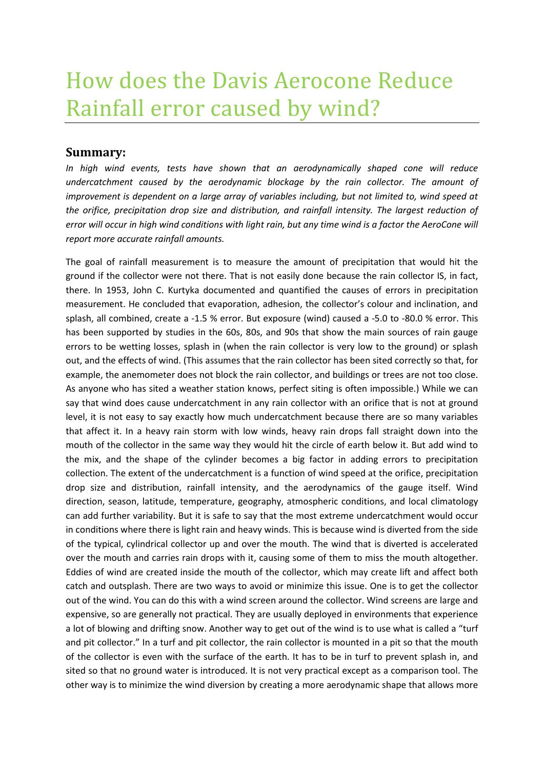# How does the Davis Aerocone Reduce Rainfall error caused by wind?

## Summary:

*In high wind events, tests have shown that an aerodynamically shaped cone will reduce undercatchment caused by the aerodynamic blockage by the rain collector. The amount of improvement is dependent on a large array of variables including, but not limited to, wind speed at the orifice, precipitation drop size and distribution, and rainfall intensity. The largest reduction of error will occur in high wind conditions with light rain, but any time wind is a factor the AeroCone will report more accurate rainfall amounts.*

The goal of rainfall measurement is to measure the amount of precipitation that would hit the ground if the collector were not there. That is not easily done because the rain collector IS, in fact, there. In 1953, John C. Kurtyka documented and quantified the causes of errors in precipitation measurement. He concluded that evaporation, adhesion, the collector's colour and inclination, and splash, all combined, create a -1.5 % error. But exposure (wind) caused a -5.0 to -80.0 % error. This has been supported by studies in the 60s, 80s, and 90s that show the main sources of rain gauge errors to be wetting losses, splash in (when the rain collector is very low to the ground) or splash out, and the effects of wind. (This assumes that the rain collector has been sited correctly so that, for example, the anemometer does not block the rain collector, and buildings or trees are not too close. As anyone who has sited a weather station knows, perfect siting is often impossible.) While we can say that wind does cause undercatchment in any rain collector with an orifice that is not at ground level, it is not easy to say exactly how much undercatchment because there are so many variables that affect it. In a heavy rain storm with low winds, heavy rain drops fall straight down into the mouth of the collector in the same way they would hit the circle of earth below it. But add wind to the mix, and the shape of the cylinder becomes a big factor in adding errors to precipitation collection. The extent of the undercatchment is a function of wind speed at the orifice, precipitation drop size and distribution, rainfall intensity, and the aerodynamics of the gauge itself. Wind direction, season, latitude, temperature, geography, atmospheric conditions, and local climatology can add further variability. But it is safe to say that the most extreme undercatchment would occur in conditions where there is light rain and heavy winds. This is because wind is diverted from the side of the typical, cylindrical collector up and over the mouth. The wind that is diverted is accelerated over the mouth and carries rain drops with it, causing some of them to miss the mouth altogether. Eddies of wind are created inside the mouth of the collector, which may create lift and affect both catch and outsplash. There are two ways to avoid or minimize this issue. One is to get the collector out of the wind. You can do this with a wind screen around the collector. Wind screens are large and expensive, so are generally not practical. They are usually deployed in environments that experience a lot of blowing and drifting snow. Another way to get out of the wind is to use what is called a "turf and pit collector." In a turf and pit collector, the rain collector is mounted in a pit so that the mouth of the collector is even with the surface of the earth. It has to be in turf to prevent splash in, and sited so that no ground water is introduced. It is not very practical except as a comparison tool. The other way is to minimize the wind diversion by creating a more aerodynamic shape that allows more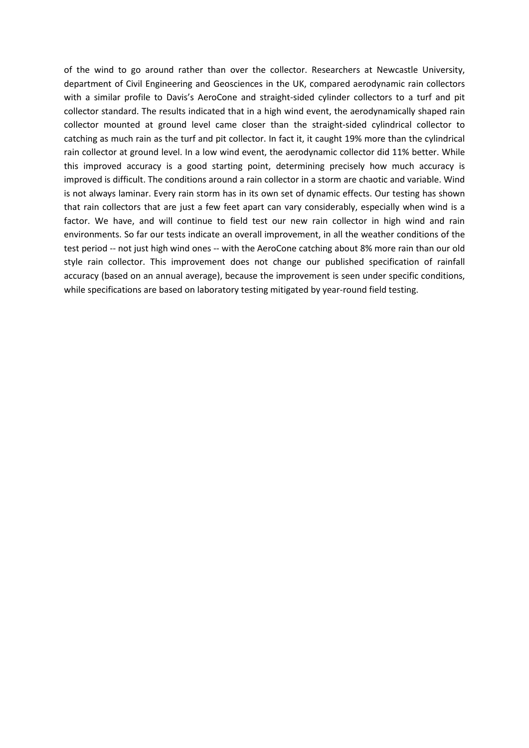of the wind to go around rather than over the collector. Researchers at Newcastle University, department of Civil Engineering and Geosciences in the UK, compared aerodynamic rain collectors with a similar profile to Davis's AeroCone and straight-sided cylinder collectors to a turf and pit collector standard. The results indicated that in a high wind event, the aerodynamically shaped rain collector mounted at ground level came closer than the straight-sided cylindrical collector to catching as much rain as the turf and pit collector. In fact it, it caught 19% more than the cylindrical rain collector at ground level. In a low wind event, the aerodynamic collector did 11% better. While this improved accuracy is a good starting point, determining precisely how much accuracy is improved is difficult. The conditions around a rain collector in a storm are chaotic and variable. Wind is not always laminar. Every rain storm has in its own set of dynamic effects. Our testing has shown that rain collectors that are just a few feet apart can vary considerably, especially when wind is a factor. We have, and will continue to field test our new rain collector in high wind and rain environments. So far our tests indicate an overall improvement, in all the weather conditions of the test period -- not just high wind ones -- with the AeroCone catching about 8% more rain than our old style rain collector. This improvement does not change our published specification of rainfall accuracy (based on an annual average), because the improvement is seen under specific conditions, while specifications are based on laboratory testing mitigated by year-round field testing.